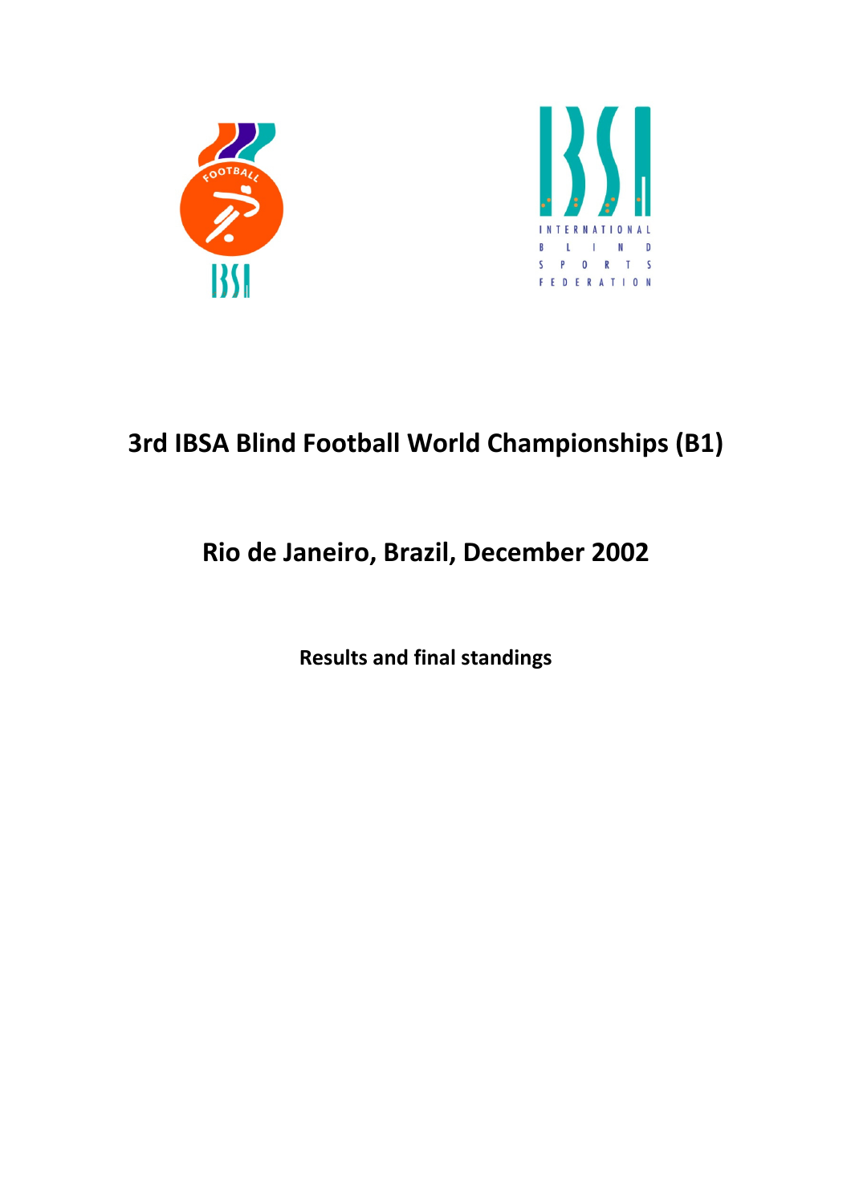# 3rd IBSA Blind Football World Championships (B1)

## Rio de Janeiro, Brazil, December 2002

**Results and final standings**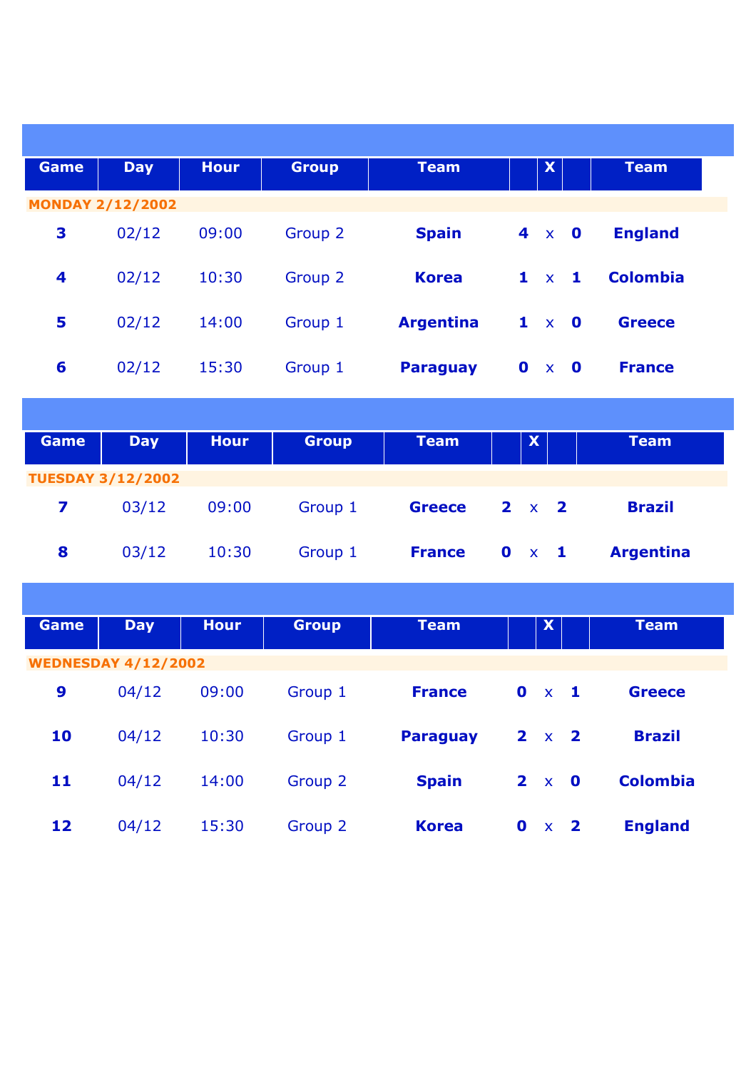| Game | Day | Hour | Group | Team | | X | | Team |
|---|---|---|---|---|---|---|---|---|
| **MONDAY 2/12/2002** | | | | | | | | |
| **3** | 02/12 | 09:00 | Group 2 | **Spain** | **4** | x | **0** | **England** |
| **4** | 02/12 | 10:30 | Group 2 | **Korea** | **1** | x | **1** | **Colombia** |
| **5** | 02/12 | 14:00 | Group 1 | **Argentina** | **1** | x | **0** | **Greece** |
| **6** | 02/12 | 15:30 | Group 1 | **Paraguay** | **0** | x | **0** | **France** |

| Game | Day | Hour | Group | Team | | X | | Team |
|---|---|---|---|---|---|---|---|---|
| **TUESDAY 3/12/2002** | | | | | | | | |
| **7** | 03/12 | 09:00 | Group 1 | **Greece** | **2** | x | **2** | **Brazil** |
| **8** | 03/12 | 10:30 | Group 1 | **France** | **0** | x | **1** | **Argentina** |

| Game | Day | Hour | Group | Team | | X | | Team |
|---|---|---|---|---|---|---|---|---|
| **WEDNESDAY 4/12/2002** | | | | | | | | |
| **9** | 04/12 | 09:00 | Group 1 | **France** | **0** | x | **1** | **Greece** |
| **10** | 04/12 | 10:30 | Group 1 | **Paraguay** | **2** | x | **2** | **Brazil** |
| **11** | 04/12 | 14:00 | Group 2 | **Spain** | **2** | x | **0** | **Colombia** |
| **12** | 04/12 | 15:30 | Group 2 | **Korea** | **0** | x | **2** | **England** |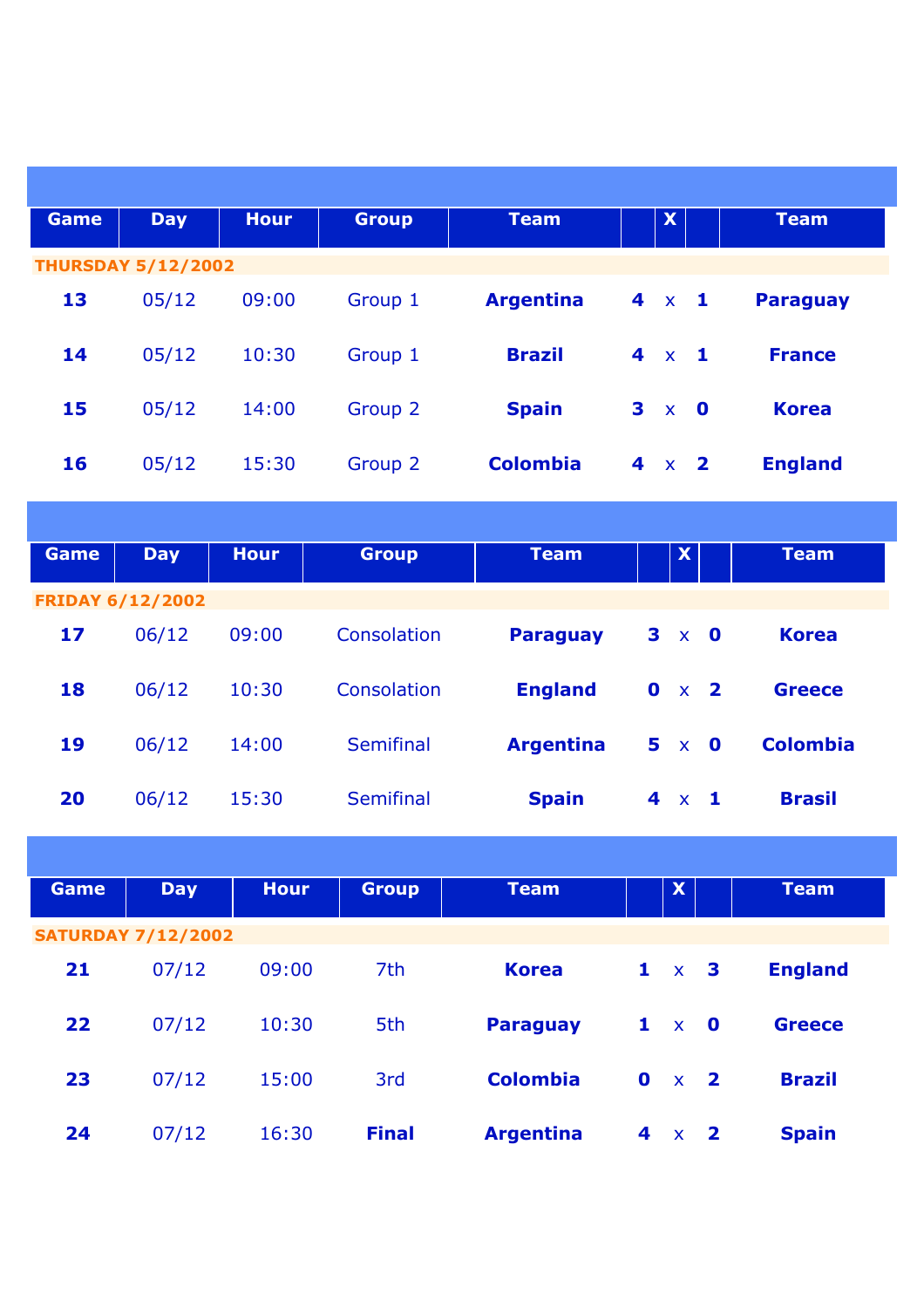| Game | Day | Hour | Group | Team | | X | | Team |
|---|---|---|---|---|---|---|---|---|
| **THURSDAY 5/12/2002** | | | | | | | | |
| **13** | 05/12 | 09:00 | Group 1 | **Argentina** | **4** | x | **1** | **Paraguay** |
| **14** | 05/12 | 10:30 | Group 1 | **Brazil** | **4** | x | **1** | **France** |
| **15** | 05/12 | 14:00 | Group 2 | **Spain** | **3** | x | **0** | **Korea** |
| **16** | 05/12 | 15:30 | Group 2 | **Colombia** | **4** | x | **2** | **England** |

| Game | Day | Hour | Group | Team | | X | | Team |
|---|---|---|---|---|---|---|---|---|
| **FRIDAY 6/12/2002** | | | | | | | | |
| **17** | 06/12 | 09:00 | Consolation | **Paraguay** | **3** | x | **0** | **Korea** |
| **18** | 06/12 | 10:30 | Consolation | **England** | **0** | x | **2** | **Greece** |
| **19** | 06/12 | 14:00 | Semifinal | **Argentina** | **5** | x | **0** | **Colombia** |
| **20** | 06/12 | 15:30 | Semifinal | **Spain** | **4** | x | **1** | **Brasil** |

| Game | Day | Hour | Group | Team | | X | | Team |
|---|---|---|---|---|---|---|---|---|
| **SATURDAY 7/12/2002** | | | | | | | | |
| **21** | 07/12 | 09:00 | 7th | **Korea** | **1** | x | **3** | **England** |
| **22** | 07/12 | 10:30 | 5th | **Paraguay** | **1** | x | **0** | **Greece** |
| **23** | 07/12 | 15:00 | 3rd | **Colombia** | **0** | x | **2** | **Brazil** |
| **24** | 07/12 | 16:30 | **Final** | **Argentina** | **4** | x | **2** | **Spain** |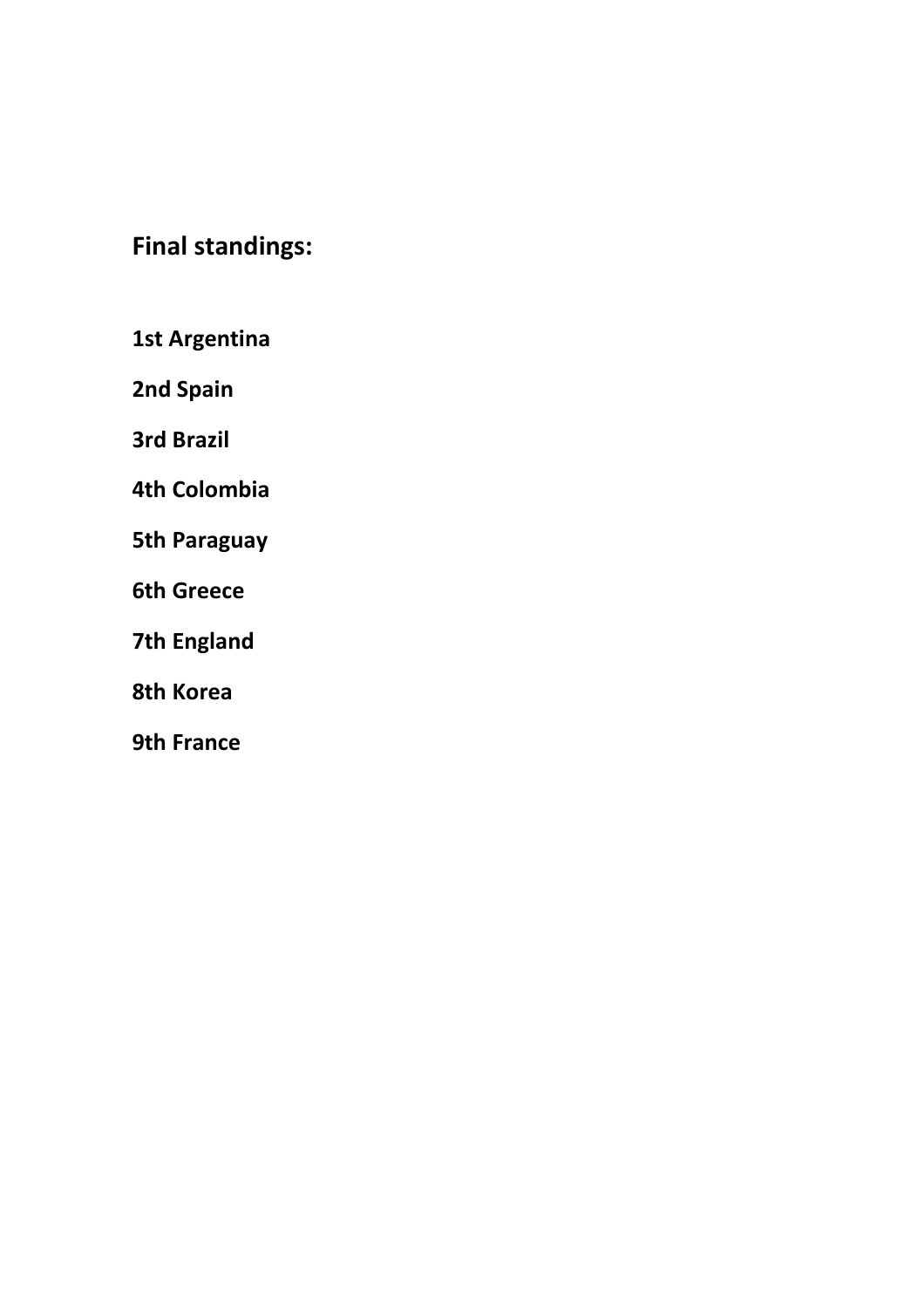**Final standings:**

**1st Argentina**

**2nd Spain**

**3rd Brazil**

**4th Colombia**

**5th Paraguay**

**6th Greece**

**7th England**

**8th Korea**

**9th France**